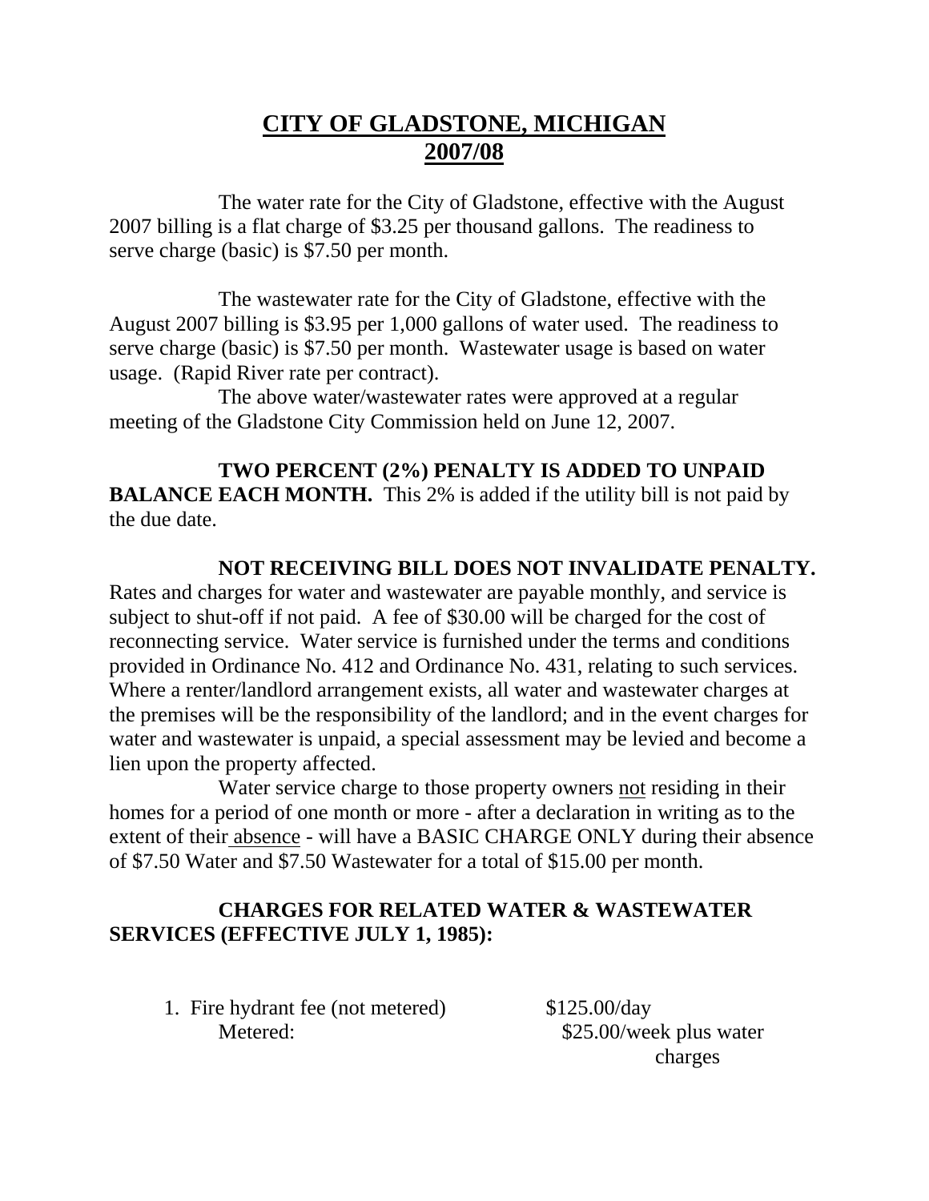# CITY OF GLADSTONE, MICHIGAN
# 2007/08

The water rate for the City of Gladstone, effective with the August 2007 billing is a flat charge of $3.25 per thousand gallons. The readiness to serve charge (basic) is $7.50 per month.

The wastewater rate for the City of Gladstone, effective with the August 2007 billing is $3.95 per 1,000 gallons of water used. The readiness to serve charge (basic) is $7.50 per month. Wastewater usage is based on water usage. (Rapid River rate per contract).

The above water/wastewater rates were approved at a regular meeting of the Gladstone City Commission held on June 12, 2007.

**TWO PERCENT (2%) PENALTY IS ADDED TO UNPAID BALANCE EACH MONTH.** This 2% is added if the utility bill is not paid by the due date.

**NOT RECEIVING BILL DOES NOT INVALIDATE PENALTY.** Rates and charges for water and wastewater are payable monthly, and service is subject to shut-off if not paid. A fee of $30.00 will be charged for the cost of reconnecting service. Water service is furnished under the terms and conditions provided in Ordinance No. 412 and Ordinance No. 431, relating to such services. Where a renter/landlord arrangement exists, all water and wastewater charges at the premises will be the responsibility of the landlord; and in the event charges for water and wastewater is unpaid, a special assessment may be levied and become a lien upon the property affected.

Water service charge to those property owners not residing in their homes for a period of one month or more - after a declaration in writing as to the extent of their absence - will have a BASIC CHARGE ONLY during their absence of $7.50 Water and $7.50 Wastewater for a total of $15.00 per month.

**CHARGES FOR RELATED WATER & WASTEWATER SERVICES (EFFECTIVE JULY 1, 1985):**

1. Fire hydrant fee (not metered) — $125.00/day
   Metered: — $25.00/week plus water charges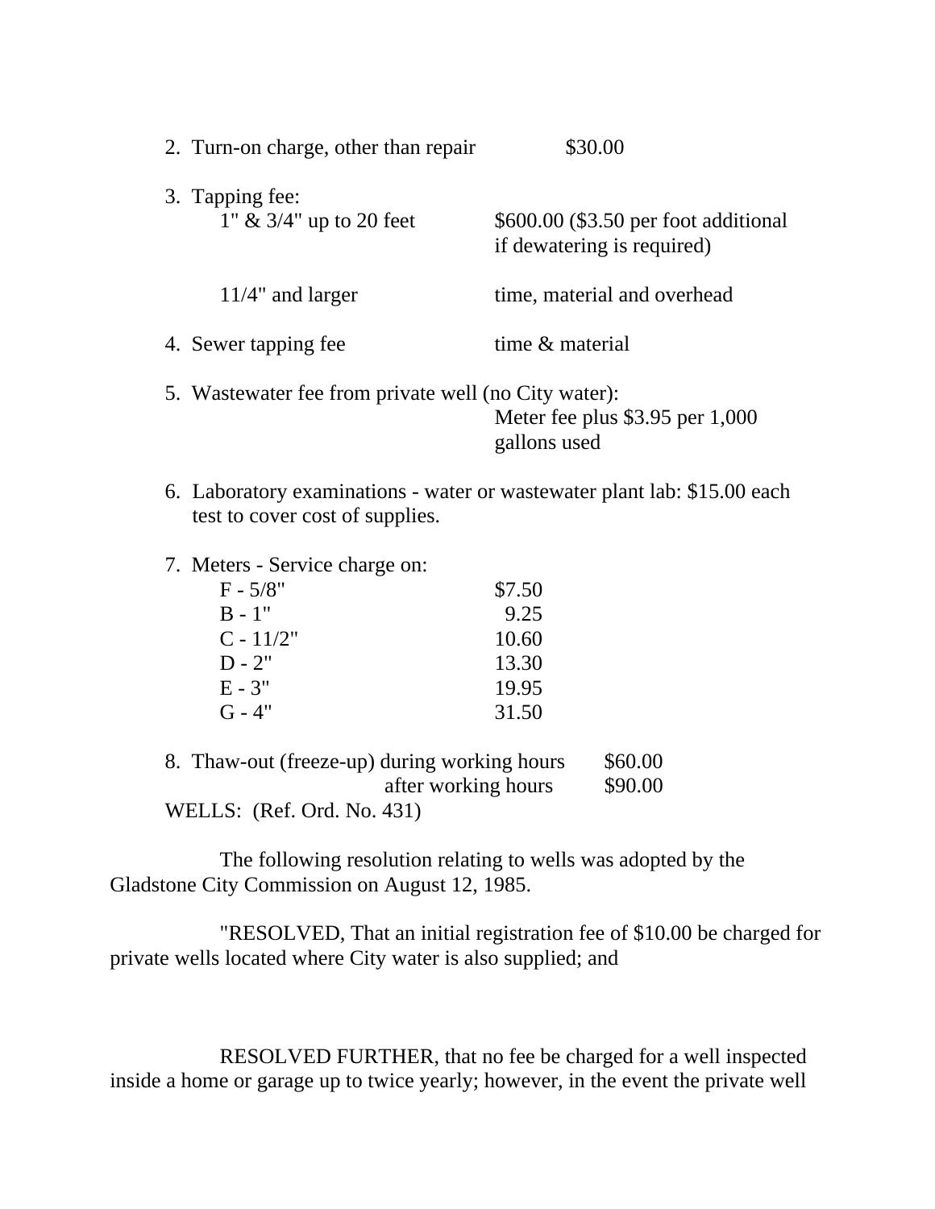2. Turn-on charge, other than repair $30.00

3. Tapping fee:

   1" & 3/4" up to 20 feet — $600.00 ($3.50 per foot additional if dewatering is required)

   11/4" and larger — time, material and overhead

4. Sewer tapping fee — time & material

5. Wastewater fee from private well (no City water):

   Meter fee plus $3.95 per 1,000 gallons used

6. Laboratory examinations - water or wastewater plant lab: $15.00 each test to cover cost of supplies.

7. Meters - Service charge on:

| | |
|---|---|
| F - 5/8" | $7.50 |
| B - 1" | 9.25 |
| C - 11/2" | 10.60 |
| D - 2" | 13.30 |
| E - 3" | 19.95 |
| G - 4" | 31.50 |

8. Thaw-out (freeze-up) during working hours $60.00

   after working hours $90.00

WELLS: (Ref. Ord. No. 431)

The following resolution relating to wells was adopted by the Gladstone City Commission on August 12, 1985.

"RESOLVED, That an initial registration fee of $10.00 be charged for private wells located where City water is also supplied; and

RESOLVED FURTHER, that no fee be charged for a well inspected inside a home or garage up to twice yearly; however, in the event the private well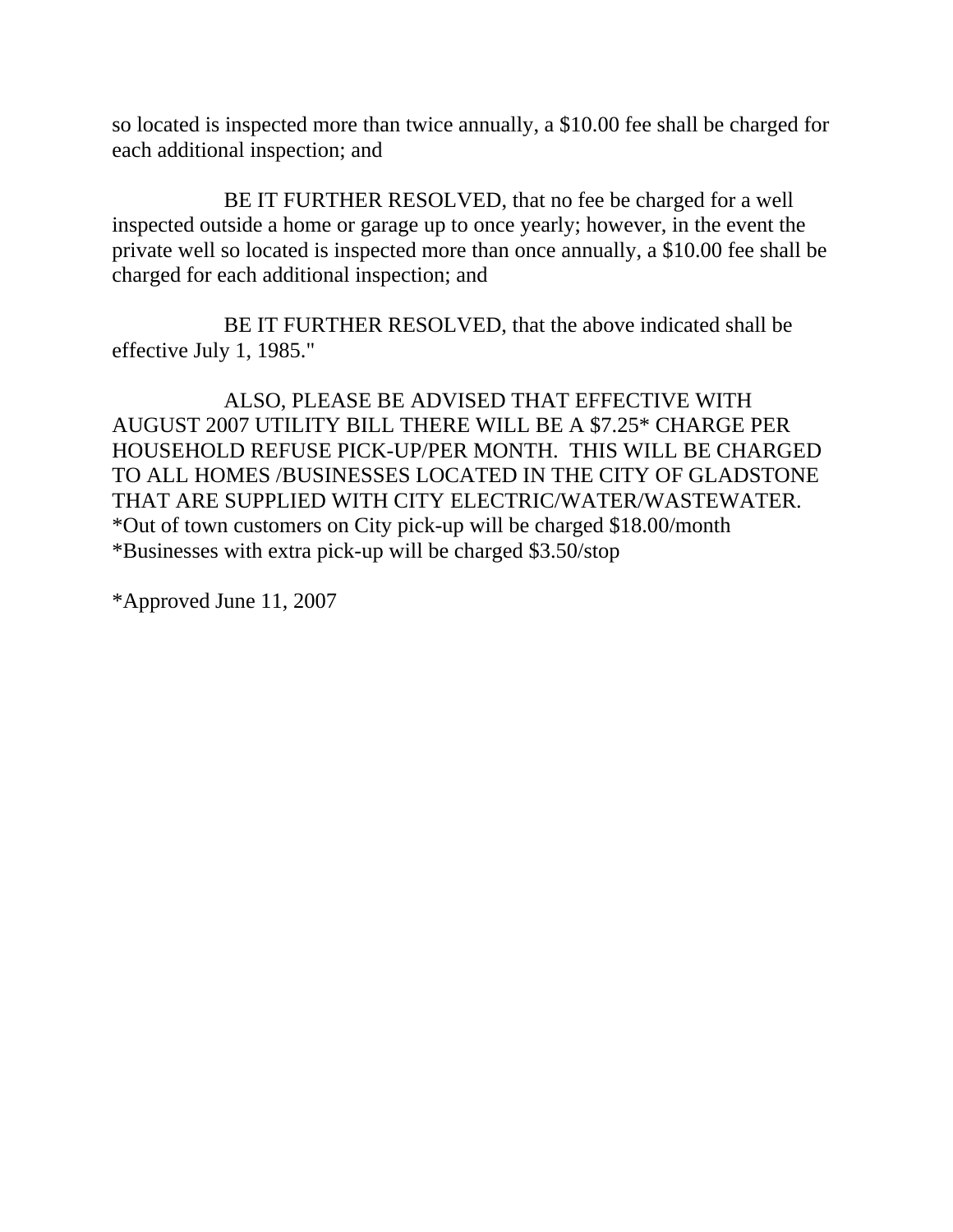so located is inspected more than twice annually, a $10.00 fee shall be charged for each additional inspection; and

BE IT FURTHER RESOLVED, that no fee be charged for a well inspected outside a home or garage up to once yearly; however, in the event the private well so located is inspected more than once annually, a $10.00 fee shall be charged for each additional inspection; and

BE IT FURTHER RESOLVED, that the above indicated shall be effective July 1, 1985."

ALSO, PLEASE BE ADVISED THAT EFFECTIVE WITH AUGUST 2007 UTILITY BILL THERE WILL BE A $7.25* CHARGE PER HOUSEHOLD REFUSE PICK-UP/PER MONTH. THIS WILL BE CHARGED TO ALL HOMES /BUSINESSES LOCATED IN THE CITY OF GLADSTONE THAT ARE SUPPLIED WITH CITY ELECTRIC/WATER/WASTEWATER.
*Out of town customers on City pick-up will be charged $18.00/month
*Businesses with extra pick-up will be charged $3.50/stop

*Approved June 11, 2007